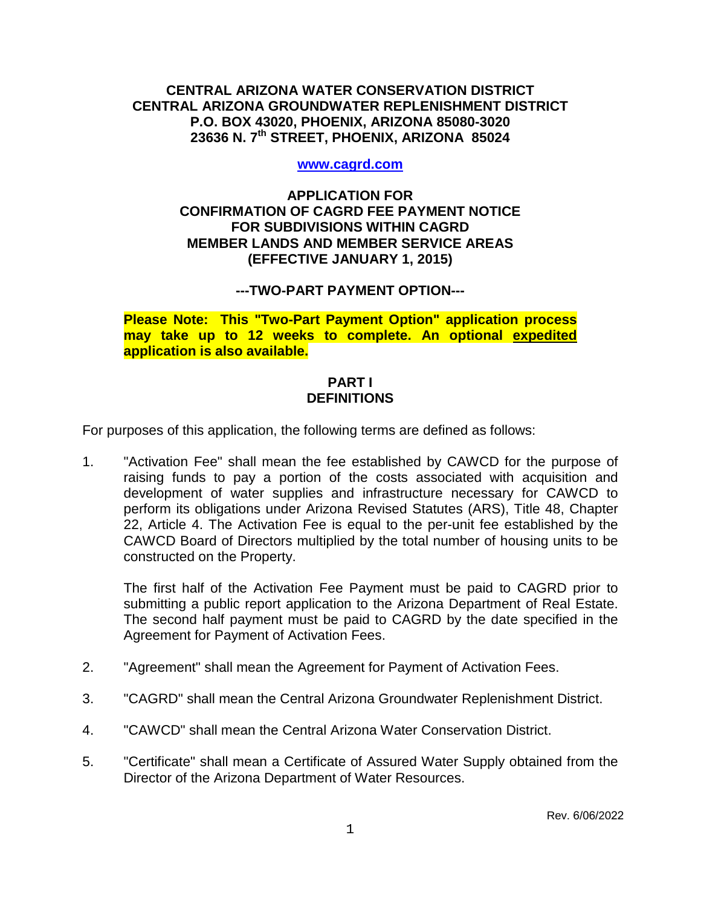**CENTRAL ARIZONA WATER CONSERVATION DISTRICT**
**CENTRAL ARIZONA GROUNDWATER REPLENISHMENT DISTRICT**
**P.O. BOX 43020, PHOENIX, ARIZONA 85080-3020**
**23636 N. 7th STREET, PHOENIX, ARIZONA 85024**

**www.cagrd.com**

# APPLICATION FOR CONFIRMATION OF CAGRD FEE PAYMENT NOTICE FOR SUBDIVISIONS WITHIN CAGRD MEMBER LANDS AND MEMBER SERVICE AREAS (EFFECTIVE JANUARY 1, 2015)

## ---TWO-PART PAYMENT OPTION---

**Please Note: This "Two-Part Payment Option" application process may take up to 12 weeks to complete. An optional expedited application is also available.**

## PART I DEFINITIONS

For purposes of this application, the following terms are defined as follows:

1. "Activation Fee" shall mean the fee established by CAWCD for the purpose of raising funds to pay a portion of the costs associated with acquisition and development of water supplies and infrastructure necessary for CAWCD to perform its obligations under Arizona Revised Statutes (ARS), Title 48, Chapter 22, Article 4. The Activation Fee is equal to the per-unit fee established by the CAWCD Board of Directors multiplied by the total number of housing units to be constructed on the Property.

   The first half of the Activation Fee Payment must be paid to CAGRD prior to submitting a public report application to the Arizona Department of Real Estate. The second half payment must be paid to CAGRD by the date specified in the Agreement for Payment of Activation Fees.

2. "Agreement" shall mean the Agreement for Payment of Activation Fees.

3. "CAGRD" shall mean the Central Arizona Groundwater Replenishment District.

4. "CAWCD" shall mean the Central Arizona Water Conservation District.

5. "Certificate" shall mean a Certificate of Assured Water Supply obtained from the Director of the Arizona Department of Water Resources.

Rev. 6/06/2022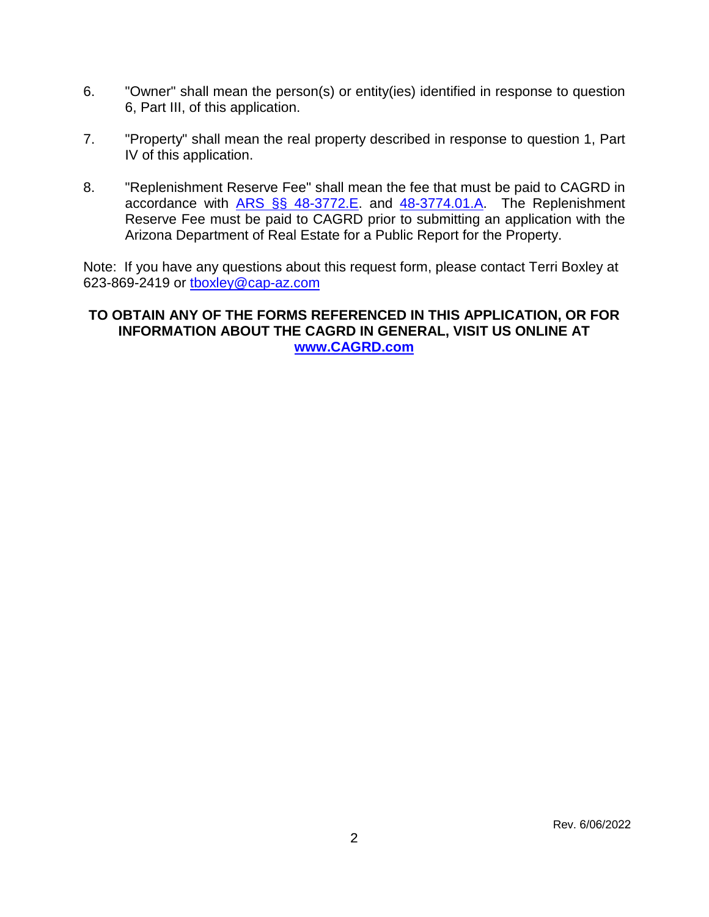6. "Owner" shall mean the person(s) or entity(ies) identified in response to question 6, Part III, of this application.

7. "Property" shall mean the real property described in response to question 1, Part IV of this application.

8. "Replenishment Reserve Fee" shall mean the fee that must be paid to CAGRD in accordance with ARS §§ 48-3772.E. and 48-3774.01.A. The Replenishment Reserve Fee must be paid to CAGRD prior to submitting an application with the Arizona Department of Real Estate for a Public Report for the Property.

Note: If you have any questions about this request form, please contact Terri Boxley at 623-869-2419 or tboxley@cap-az.com

**TO OBTAIN ANY OF THE FORMS REFERENCED IN THIS APPLICATION, OR FOR INFORMATION ABOUT THE CAGRD IN GENERAL, VISIT US ONLINE AT www.CAGRD.com**

Rev. 6/06/2022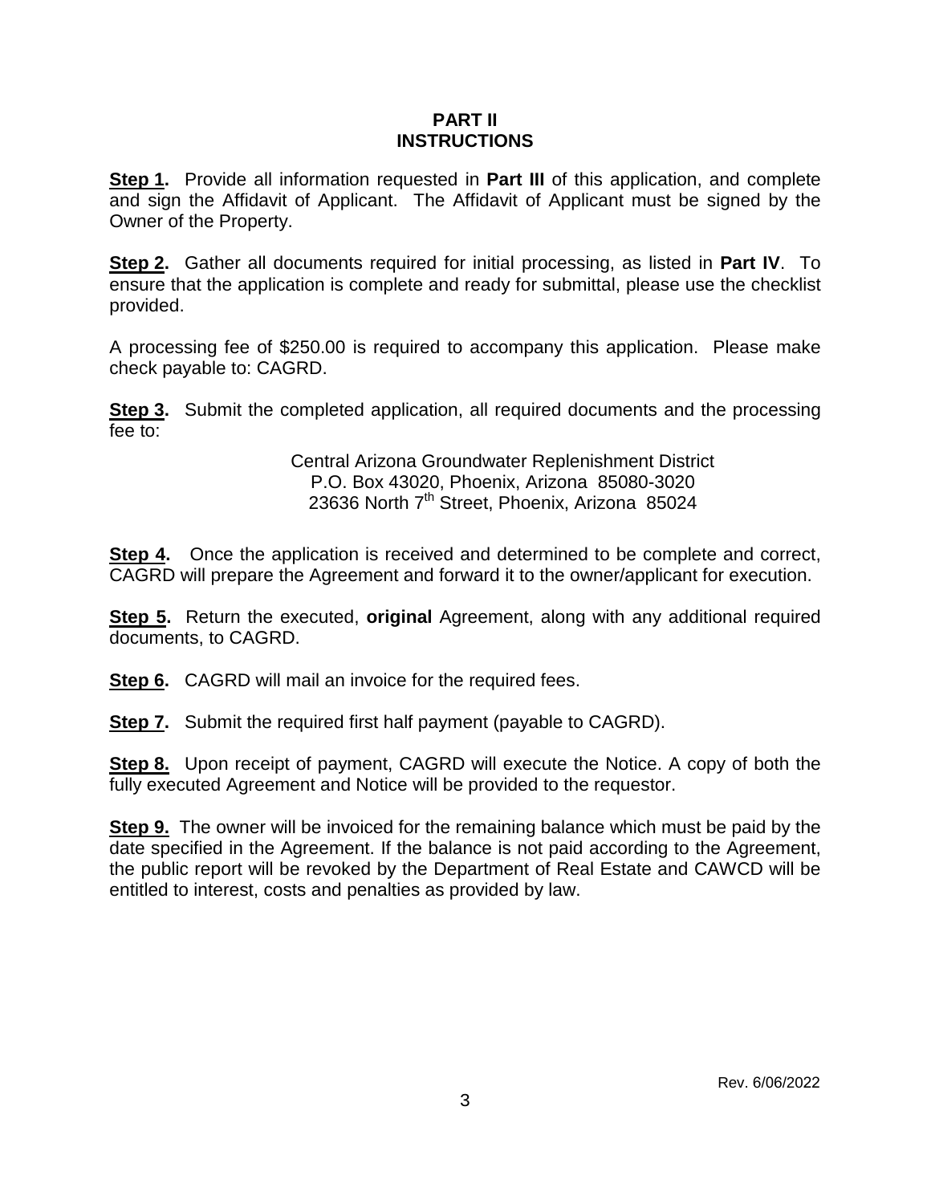## PART II
## INSTRUCTIONS

**Step 1.** Provide all information requested in **Part III** of this application, and complete and sign the Affidavit of Applicant. The Affidavit of Applicant must be signed by the Owner of the Property.

**Step 2.** Gather all documents required for initial processing, as listed in **Part IV**. To ensure that the application is complete and ready for submittal, please use the checklist provided.

A processing fee of $250.00 is required to accompany this application. Please make check payable to: CAGRD.

**Step 3.** Submit the completed application, all required documents and the processing fee to:

Central Arizona Groundwater Replenishment District
P.O. Box 43020, Phoenix, Arizona 85080-3020
23636 North 7th Street, Phoenix, Arizona 85024

**Step 4.** Once the application is received and determined to be complete and correct, CAGRD will prepare the Agreement and forward it to the owner/applicant for execution.

**Step 5.** Return the executed, **original** Agreement, along with any additional required documents, to CAGRD.

**Step 6.** CAGRD will mail an invoice for the required fees.

**Step 7.** Submit the required first half payment (payable to CAGRD).

**Step 8.** Upon receipt of payment, CAGRD will execute the Notice. A copy of both the fully executed Agreement and Notice will be provided to the requestor.

**Step 9.** The owner will be invoiced for the remaining balance which must be paid by the date specified in the Agreement. If the balance is not paid according to the Agreement, the public report will be revoked by the Department of Real Estate and CAWCD will be entitled to interest, costs and penalties as provided by law.

Rev. 6/06/2022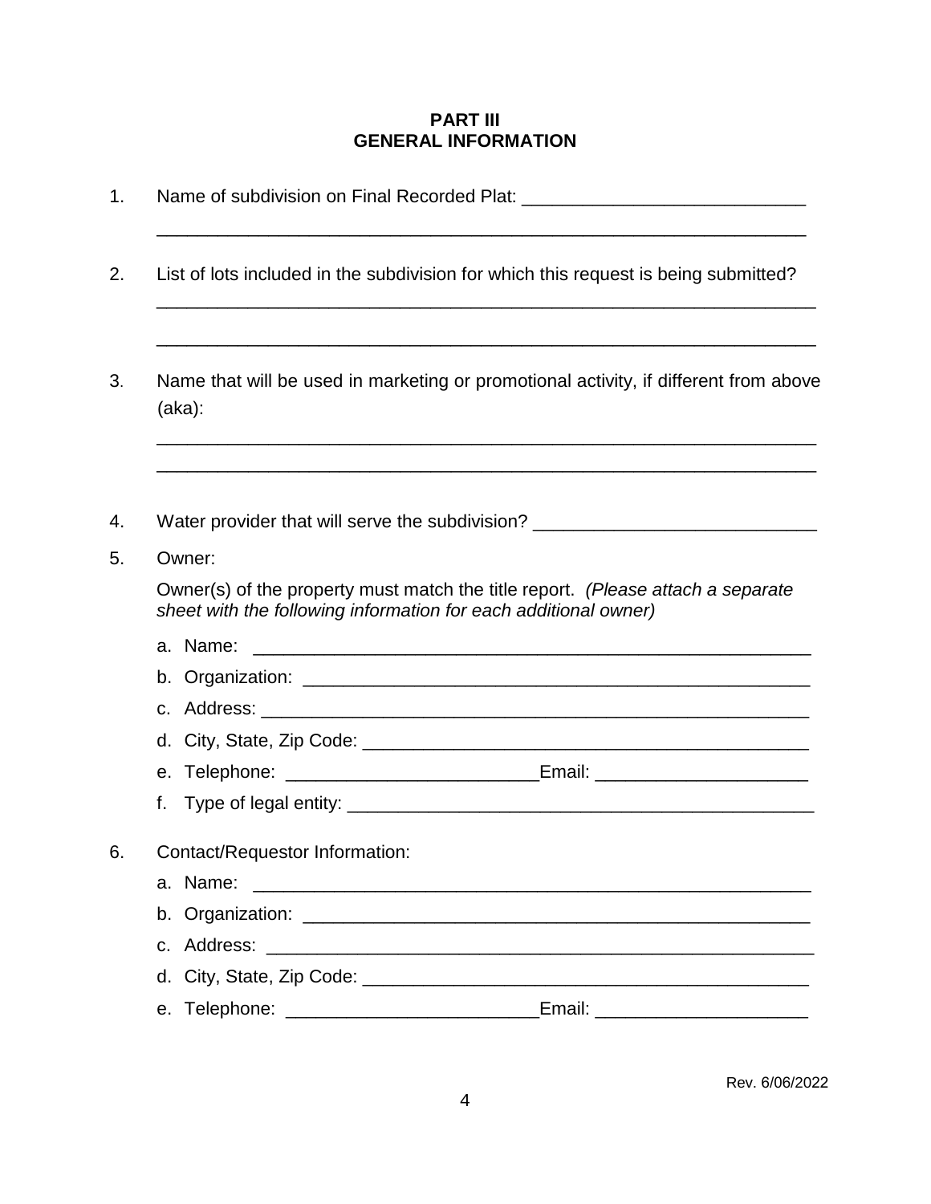## PART III
## GENERAL INFORMATION

1. Name of subdivision on Final Recorded Plat: ____________________________
   _________________________________________________________________

2. List of lots included in the subdivision for which this request is being submitted?
   _________________________________________________________________
   _________________________________________________________________

3. Name that will be used in marketing or promotional activity, if different from above (aka):
   _________________________________________________________________
   _________________________________________________________________

4. Water provider that will serve the subdivision? ____________________________

5. Owner:

   Owner(s) of the property must match the title report. *(Please attach a separate sheet with the following information for each additional owner)*

   a. Name: ___________________________________________________________
   b. Organization: _____________________________________________________
   c. Address: _________________________________________________________
   d. City, State, Zip Code: ______________________________________________
   e. Telephone: _________________________Email: _____________________
   f. Type of legal entity: ________________________________________________

6. Contact/Requestor Information:

   a. Name: ___________________________________________________________
   b. Organization: _____________________________________________________
   c. Address: _________________________________________________________
   d. City, State, Zip Code: ______________________________________________
   e. Telephone: _________________________Email: _____________________

Rev. 6/06/2022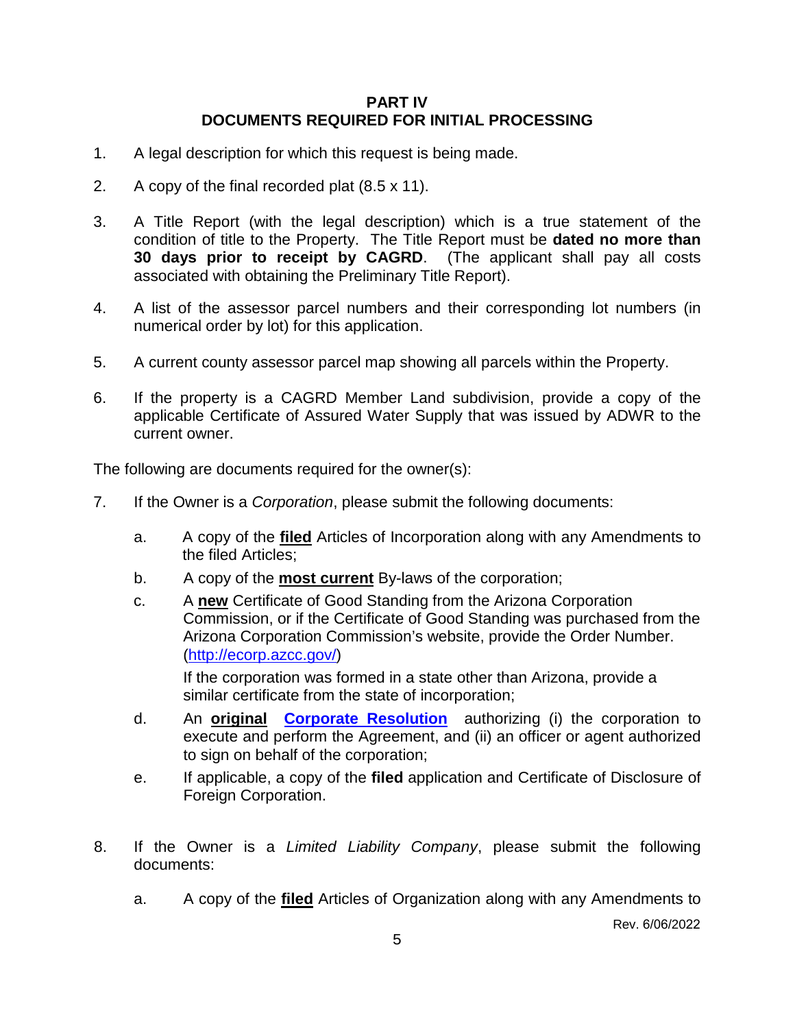## PART IV
## DOCUMENTS REQUIRED FOR INITIAL PROCESSING

1. A legal description for which this request is being made.

2. A copy of the final recorded plat (8.5 x 11).

3. A Title Report (with the legal description) which is a true statement of the condition of title to the Property. The Title Report must be **dated no more than 30 days prior to receipt by CAGRD**. (The applicant shall pay all costs associated with obtaining the Preliminary Title Report).

4. A list of the assessor parcel numbers and their corresponding lot numbers (in numerical order by lot) for this application.

5. A current county assessor parcel map showing all parcels within the Property.

6. If the property is a CAGRD Member Land subdivision, provide a copy of the applicable Certificate of Assured Water Supply that was issued by ADWR to the current owner.

The following are documents required for the owner(s):

7. If the Owner is a *Corporation*, please submit the following documents:

   a. A copy of the **filed** Articles of Incorporation along with any Amendments to the filed Articles;

   b. A copy of the **most current** By-laws of the corporation;

   c. A **new** Certificate of Good Standing from the Arizona Corporation Commission, or if the Certificate of Good Standing was purchased from the Arizona Corporation Commission's website, provide the Order Number. (http://ecorp.azcc.gov/)

      If the corporation was formed in a state other than Arizona, provide a similar certificate from the state of incorporation;

   d. An **original** **Corporate Resolution** authorizing (i) the corporation to execute and perform the Agreement, and (ii) an officer or agent authorized to sign on behalf of the corporation;

   e. If applicable, a copy of the **filed** application and Certificate of Disclosure of Foreign Corporation.

8. If the Owner is a *Limited Liability Company*, please submit the following documents:

   a. A copy of the **filed** Articles of Organization along with any Amendments to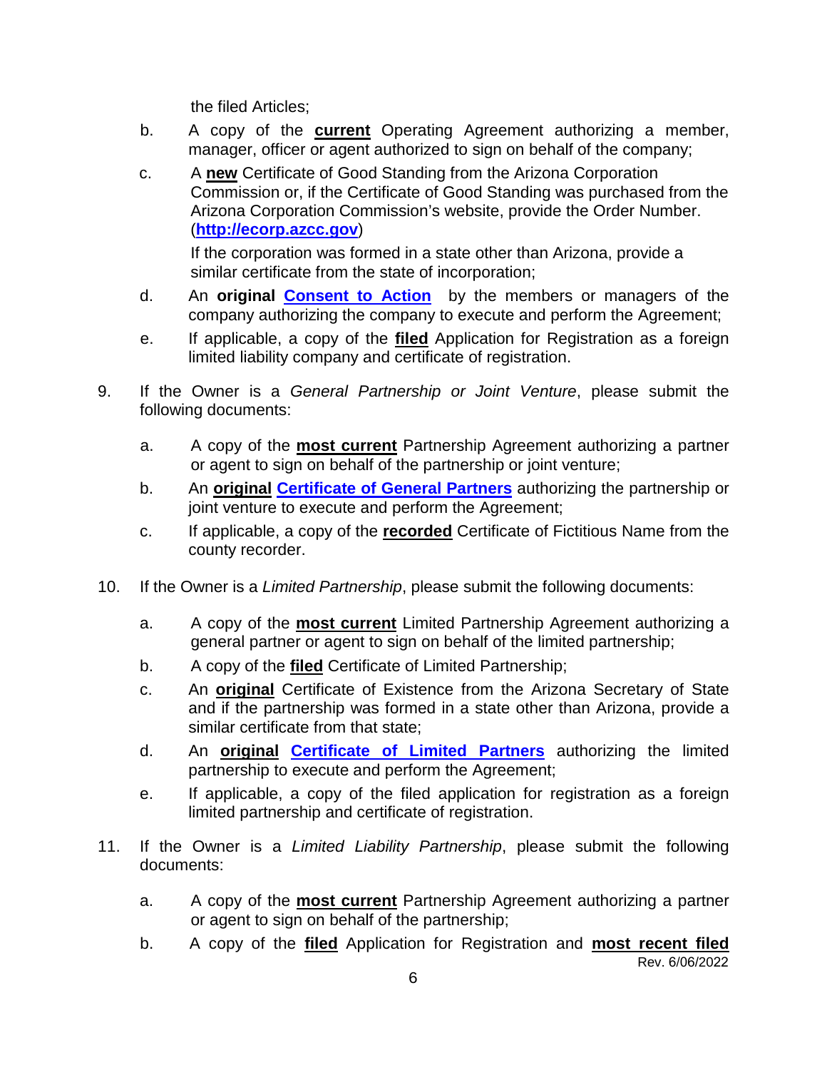the filed Articles;

b. A copy of the **current** Operating Agreement authorizing a member, manager, officer or agent authorized to sign on behalf of the company;

c. A **new** Certificate of Good Standing from the Arizona Corporation Commission or, if the Certificate of Good Standing was purchased from the Arizona Corporation Commission's website, provide the Order Number. (**http://ecorp.azcc.gov**)

   If the corporation was formed in a state other than Arizona, provide a similar certificate from the state of incorporation;

d. An **original** **Consent to Action** by the members or managers of the company authorizing the company to execute and perform the Agreement;

e. If applicable, a copy of the **filed** Application for Registration as a foreign limited liability company and certificate of registration.

9. If the Owner is a *General Partnership or Joint Venture*, please submit the following documents:

   a. A copy of the **most current** Partnership Agreement authorizing a partner or agent to sign on behalf of the partnership or joint venture;

   b. An **original** **Certificate of General Partners** authorizing the partnership or joint venture to execute and perform the Agreement;

   c. If applicable, a copy of the **recorded** Certificate of Fictitious Name from the county recorder.

10. If the Owner is a *Limited Partnership*, please submit the following documents:

   a. A copy of the **most current** Limited Partnership Agreement authorizing a general partner or agent to sign on behalf of the limited partnership;

   b. A copy of the **filed** Certificate of Limited Partnership;

   c. An **original** Certificate of Existence from the Arizona Secretary of State and if the partnership was formed in a state other than Arizona, provide a similar certificate from that state;

   d. An **original** **Certificate of Limited Partners** authorizing the limited partnership to execute and perform the Agreement;

   e. If applicable, a copy of the filed application for registration as a foreign limited partnership and certificate of registration.

11. If the Owner is a *Limited Liability Partnership*, please submit the following documents:

   a. A copy of the **most current** Partnership Agreement authorizing a partner or agent to sign on behalf of the partnership;

   b. A copy of the **filed** Application for Registration and **most recent filed**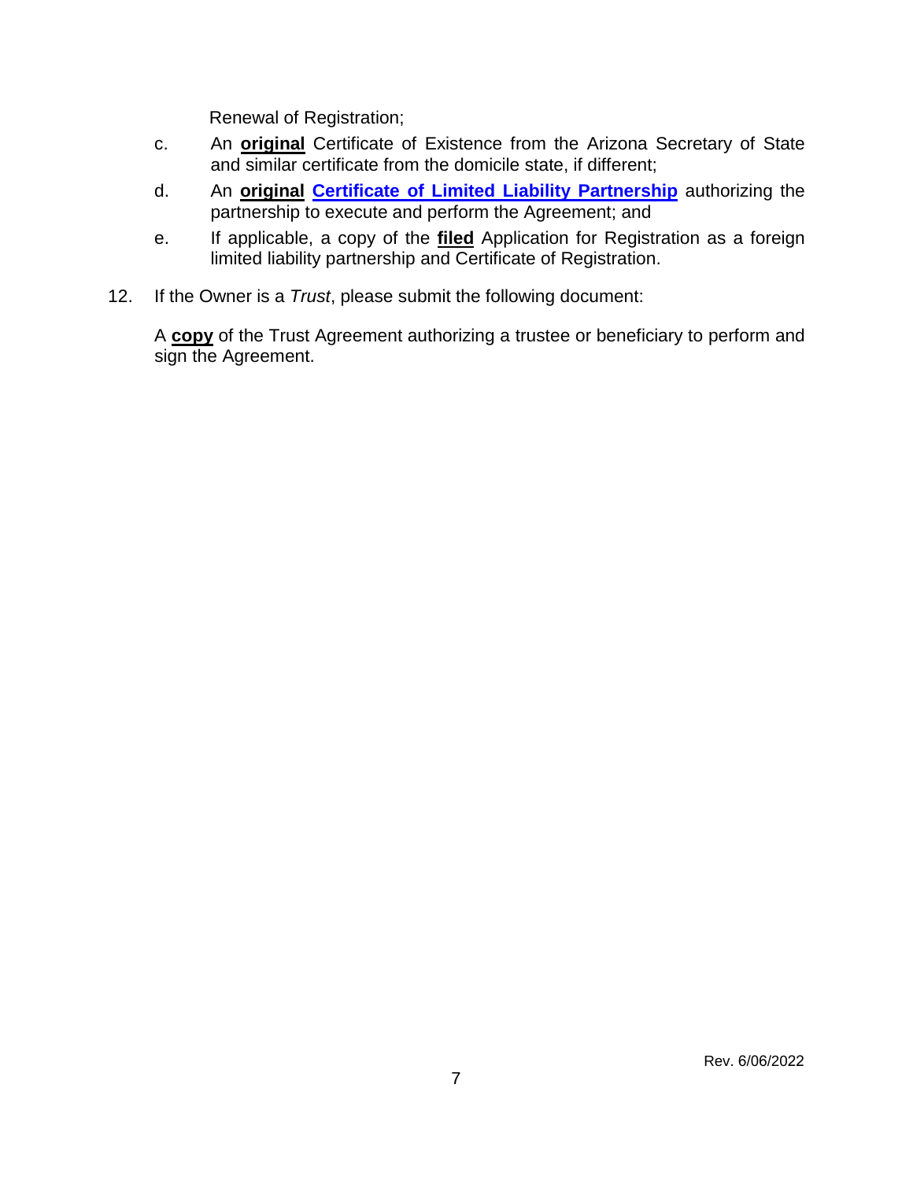Renewal of Registration;

c. An **original** Certificate of Existence from the Arizona Secretary of State and similar certificate from the domicile state, if different;

d. An **original** **Certificate of Limited Liability Partnership** authorizing the partnership to execute and perform the Agreement; and

e. If applicable, a copy of the **filed** Application for Registration as a foreign limited liability partnership and Certificate of Registration.

12. If the Owner is a *Trust*, please submit the following document:

    A **copy** of the Trust Agreement authorizing a trustee or beneficiary to perform and sign the Agreement.

Rev. 6/06/2022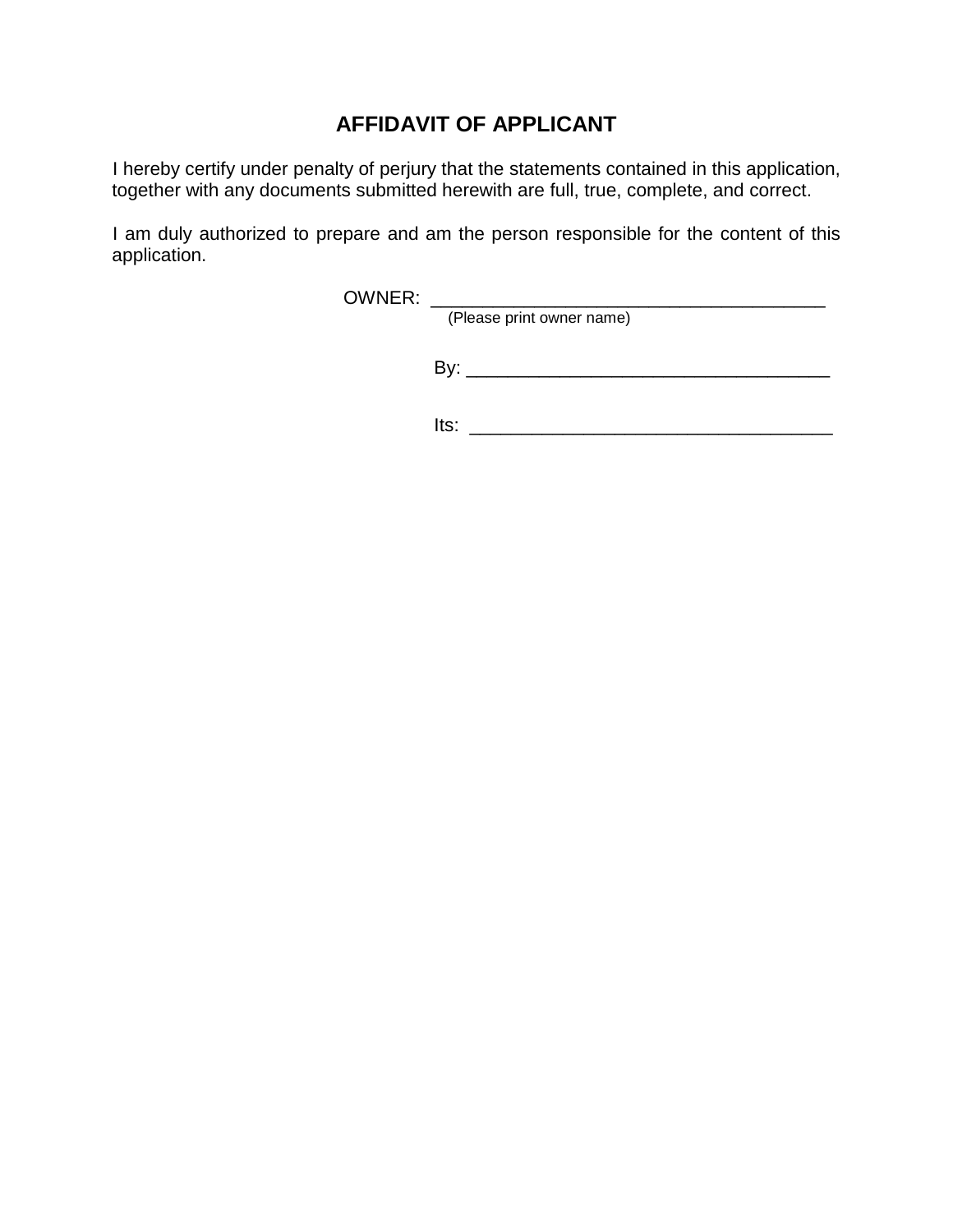# AFFIDAVIT OF APPLICANT

I hereby certify under penalty of perjury that the statements contained in this application, together with any documents submitted herewith are full, true, complete, and correct.

I am duly authorized to prepare and am the person responsible for the content of this application.

OWNER: _______________________________________
(Please print owner name)

By: ____________________________________

Its: ____________________________________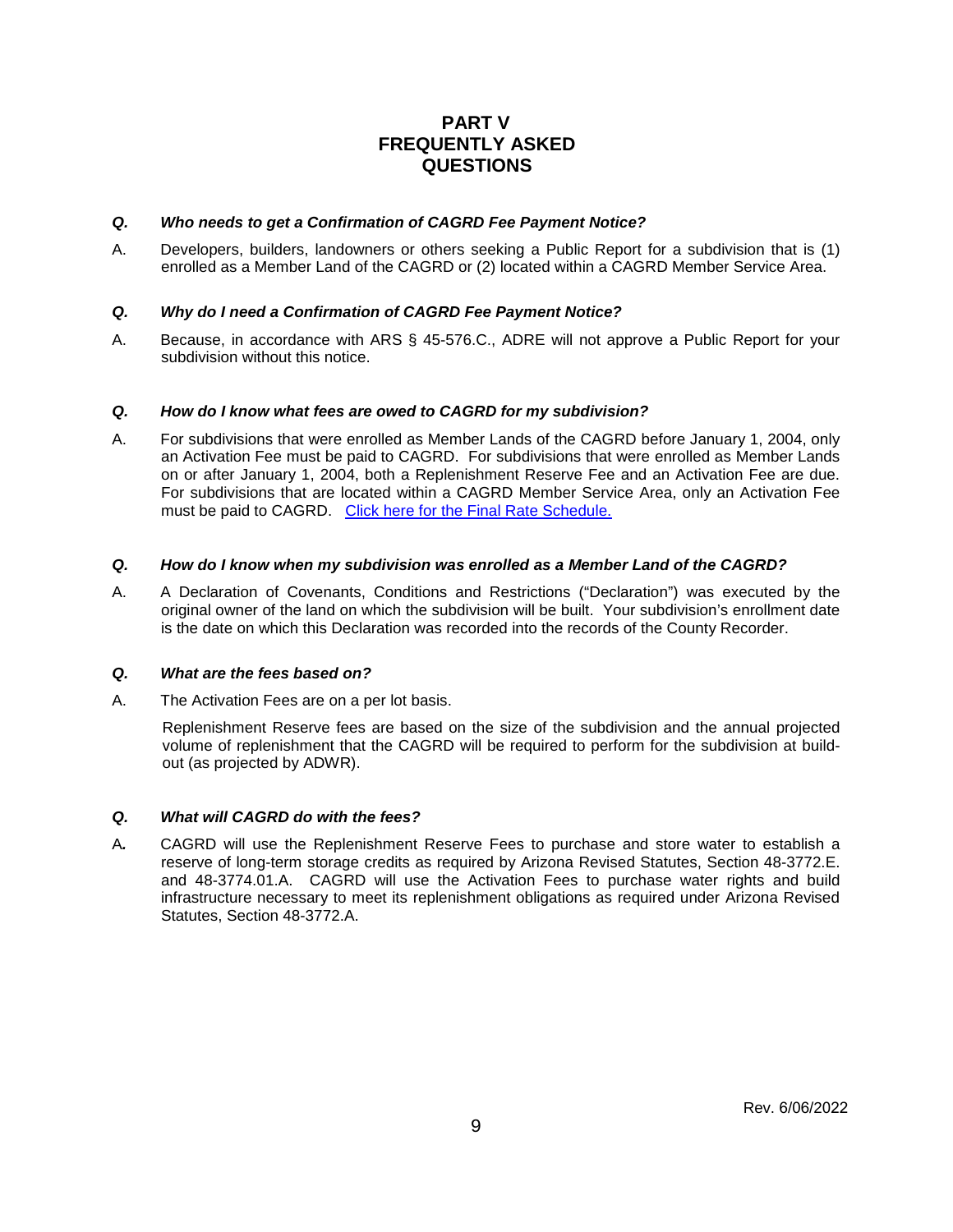# PART V FREQUENTLY ASKED QUESTIONS

***Q. Who needs to get a Confirmation of CAGRD Fee Payment Notice?***

A. Developers, builders, landowners or others seeking a Public Report for a subdivision that is (1) enrolled as a Member Land of the CAGRD or (2) located within a CAGRD Member Service Area.

***Q. Why do I need a Confirmation of CAGRD Fee Payment Notice?***

A. Because, in accordance with ARS § 45-576.C., ADRE will not approve a Public Report for your subdivision without this notice.

***Q. How do I know what fees are owed to CAGRD for my subdivision?***

A. For subdivisions that were enrolled as Member Lands of the CAGRD before January 1, 2004, only an Activation Fee must be paid to CAGRD. For subdivisions that were enrolled as Member Lands on or after January 1, 2004, both a Replenishment Reserve Fee and an Activation Fee are due. For subdivisions that are located within a CAGRD Member Service Area, only an Activation Fee must be paid to CAGRD. Click here for the Final Rate Schedule.

***Q. How do I know when my subdivision was enrolled as a Member Land of the CAGRD?***

A. A Declaration of Covenants, Conditions and Restrictions ("Declaration") was executed by the original owner of the land on which the subdivision will be built. Your subdivision's enrollment date is the date on which this Declaration was recorded into the records of the County Recorder.

***Q. What are the fees based on?***

A. The Activation Fees are on a per lot basis.

Replenishment Reserve fees are based on the size of the subdivision and the annual projected volume of replenishment that the CAGRD will be required to perform for the subdivision at build-out (as projected by ADWR).

***Q. What will CAGRD do with the fees?***

A. CAGRD will use the Replenishment Reserve Fees to purchase and store water to establish a reserve of long-term storage credits as required by Arizona Revised Statutes, Section 48-3772.E. and 48-3774.01.A. CAGRD will use the Activation Fees to purchase water rights and build infrastructure necessary to meet its replenishment obligations as required under Arizona Revised Statutes, Section 48-3772.A.

Rev. 6/06/2022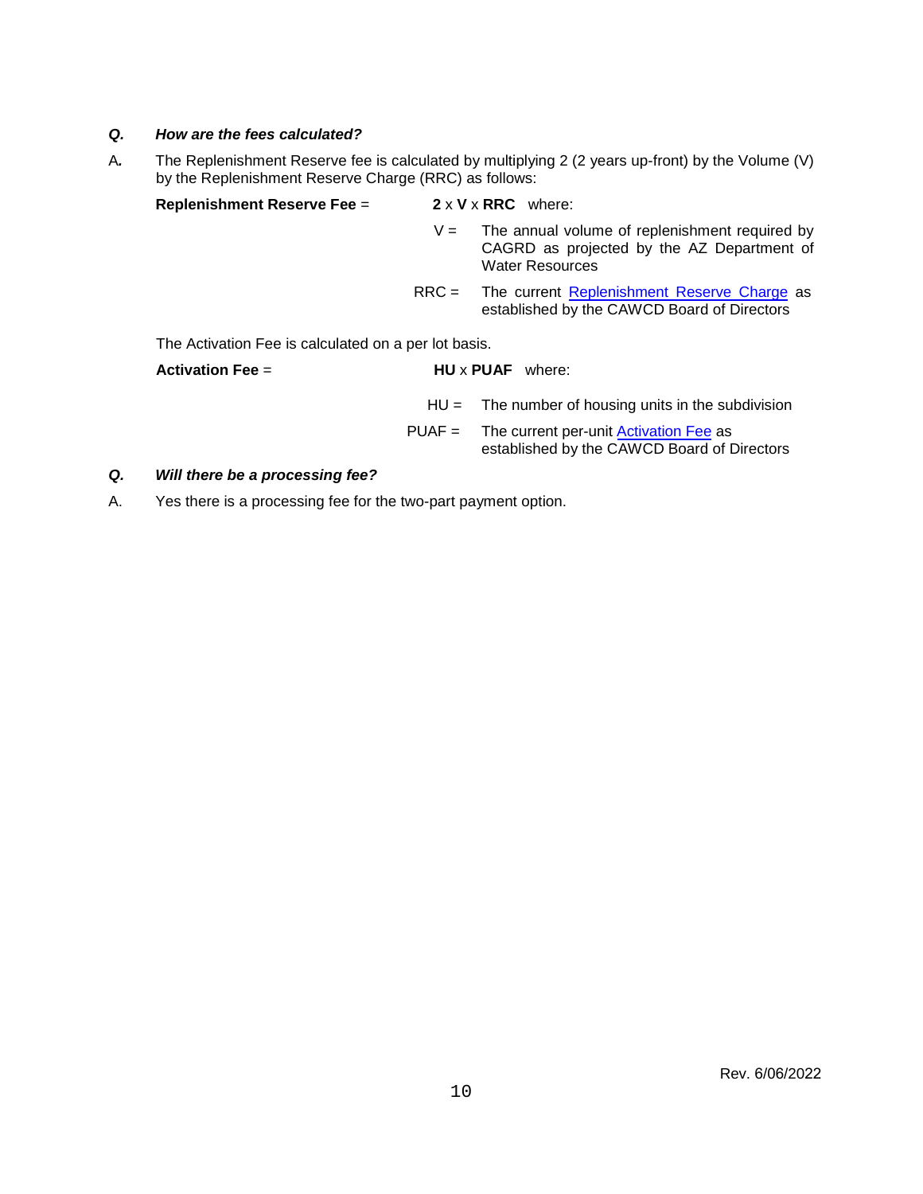***Q. How are the fees calculated?***

A. The Replenishment Reserve fee is calculated by multiplying 2 (2 years up-front) by the Volume (V) by the Replenishment Reserve Charge (RRC) as follows:

**Replenishment Reserve Fee** = **2** x **V** x **RRC** where:

- V = The annual volume of replenishment required by CAGRD as projected by the AZ Department of Water Resources
- RRC = The current Replenishment Reserve Charge as established by the CAWCD Board of Directors

The Activation Fee is calculated on a per lot basis.

**Activation Fee** = **HU** x **PUAF** where:

- HU = The number of housing units in the subdivision
- PUAF = The current per-unit Activation Fee as established by the CAWCD Board of Directors

***Q. Will there be a processing fee?***

A. Yes there is a processing fee for the two-part payment option.

Rev. 6/06/2022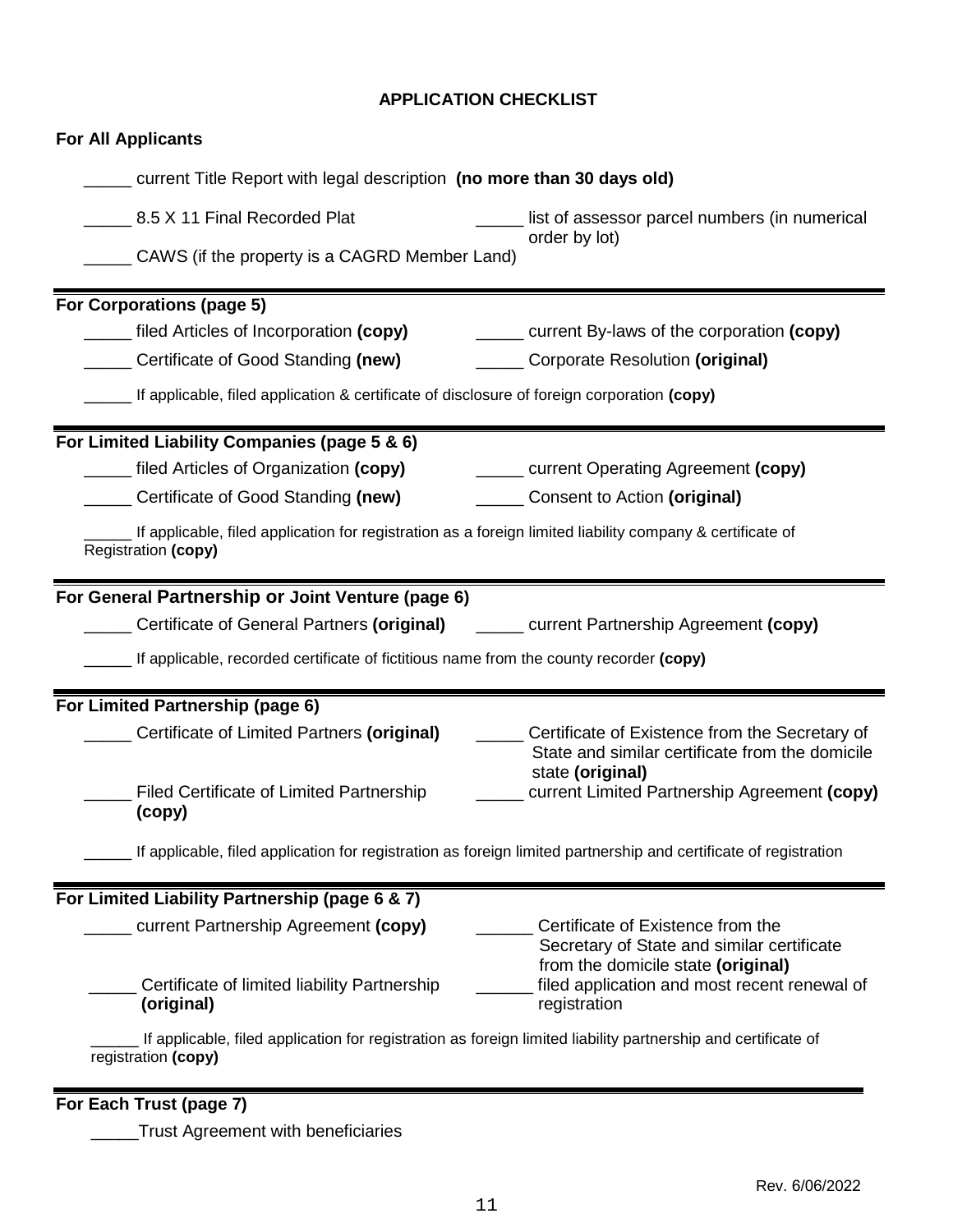## APPLICATION CHECKLIST

### For All Applicants

_____ current Title Report with legal description **(no more than 30 days old)**

_____ 8.5 X 11 Final Recorded Plat

_____ list of assessor parcel numbers (in numerical order by lot)

_____ CAWS (if the property is a CAGRD Member Land)

### For Corporations (page 5)

_____ filed Articles of Incorporation **(copy)**

_____ current By-laws of the corporation **(copy)**

_____ Certificate of Good Standing **(new)**

_____ Corporate Resolution **(original)**

_____ If applicable, filed application & certificate of disclosure of foreign corporation **(copy)**

### For Limited Liability Companies (page 5 & 6)

_____ filed Articles of Organization **(copy)**

_____ current Operating Agreement **(copy)**

_____ Certificate of Good Standing **(new)**

_____ Consent to Action **(original)**

_____ If applicable, filed application for registration as a foreign limited liability company & certificate of Registration **(copy)**

### For General Partnership or Joint Venture (page 6)

_____ Certificate of General Partners **(original)**

_____ current Partnership Agreement **(copy)**

_____ If applicable, recorded certificate of fictitious name from the county recorder **(copy)**

### For Limited Partnership (page 6)

_____ Certificate of Limited Partners **(original)**

_____ Certificate of Existence from the Secretary of State and similar certificate from the domicile state **(original)**

_____ Filed Certificate of Limited Partnership **(copy)**

_____ current Limited Partnership Agreement **(copy)**

_____ If applicable, filed application for registration as foreign limited partnership and certificate of registration

### For Limited Liability Partnership (page 6 & 7)

_____ current Partnership Agreement **(copy)**

_____ Certificate of Existence from the Secretary of State and similar certificate from the domicile state **(original)**

_____ Certificate of limited liability Partnership **(original)**

_____ filed application and most recent renewal of registration

_____ If applicable, filed application for registration as foreign limited liability partnership and certificate of registration **(copy)**

### For Each Trust (page 7)

_____Trust Agreement with beneficiaries

Rev. 6/06/2022